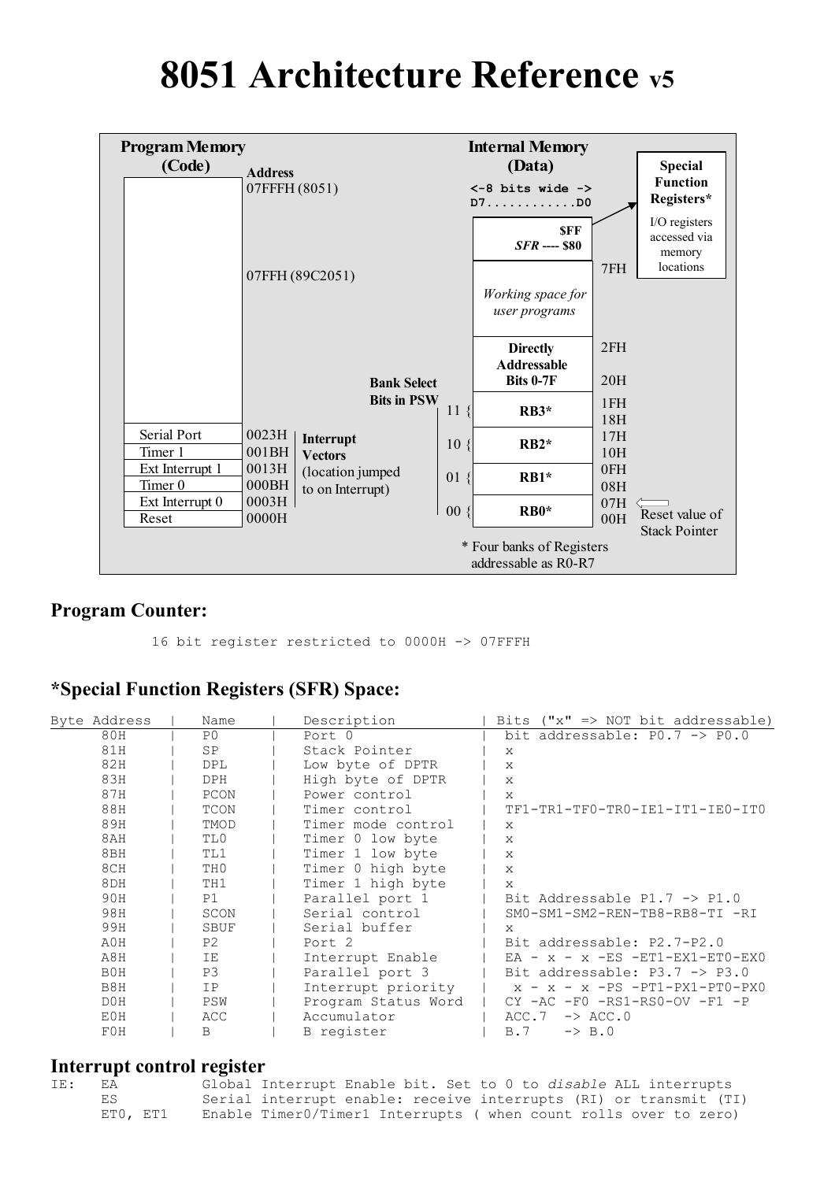# 8051 Architecture Reference v5

**Program Memory (Code)**

| Program Memory | Address |
|---|---|
| | 07FFFH (8051) |
| | 07FFH (89C2051) |
| Serial Port | 0023H |
| Timer 1 | 001BH |
| Ext Interrupt 1 | 0013H |
| Timer 0 | 000BH |
| Ext Interrupt 0 | 0003H |
| Reset | 0000H |

**Interrupt Vectors** (location jumped to on Interrupt)

**Internal Memory (Data)**

<-8 bits wide ->
D7............D0

| Bank Select Bits in PSW | Contents | Address |
|---|---|---|
| | $FF *SFR* ---- $80 | |
| | *Working space for user programs* | 7FH |
| | **Directly Addressable Bits 0-7F** | 2FH – 20H |
| 11 | **RB3*** | 1FH – 18H |
| 10 | **RB2*** | 17H – 10H |
| 01 | **RB1*** | 0FH – 08H |
| 00 | **RB0*** | 07H – 00H |

\* Four banks of Registers addressable as R0-R7

07H: Reset value of Stack Pointer

**Special Function Registers***
I/O registers accessed via memory locations

## Program Counter:

```
16 bit register restricted to 0000H -> 07FFFH
```

## *Special Function Registers (SFR) Space:

| Byte Address | Name | Description | Bits ("x" => NOT bit addressable) |
|---|---|---|---|
| 80H | P0 | Port 0 | bit addressable: P0.7 -> P0.0 |
| 81H | SP | Stack Pointer | x |
| 82H | DPL | Low byte of DPTR | x |
| 83H | DPH | High byte of DPTR | x |
| 87H | PCON | Power control | x |
| 88H | TCON | Timer control | TF1-TR1-TF0-TR0-IE1-IT1-IE0-IT0 |
| 89H | TMOD | Timer mode control | x |
| 8AH | TL0 | Timer 0 low byte | x |
| 8BH | TL1 | Timer 1 low byte | x |
| 8CH | TH0 | Timer 0 high byte | x |
| 8DH | TH1 | Timer 1 high byte | x |
| 90H | P1 | Parallel port 1 | Bit Addressable P1.7 -> P1.0 |
| 98H | SCON | Serial control | SM0-SM1-SM2-REN-TB8-RB8-TI -RI |
| 99H | SBUF | Serial buffer | x |
| A0H | P2 | Port 2 | Bit addressable: P2.7-P2.0 |
| A8H | IE | Interrupt Enable | EA - x - x -ES -ET1-EX1-ET0-EX0 |
| B0H | P3 | Parallel port 3 | Bit addressable: P3.7 -> P3.0 |
| B8H | IP | Interrupt priority | x - x - x -PS -PT1-PX1-PT0-PX0 |
| D0H | PSW | Program Status Word | CY -AC -F0 -RS1-RS0-OV -F1 -P |
| E0H | ACC | Accumulator | ACC.7 -> ACC.0 |
| F0H | B | B register | B.7 -> B.0 |

## Interrupt control register

```
IE:   EA          Global Interrupt Enable bit. Set to 0 to disable ALL interrupts
      ES          Serial interrupt enable: receive interrupts (RI) or transmit (TI)
      ET0, ET1    Enable Timer0/Timer1 Interrupts ( when count rolls over to zero)
```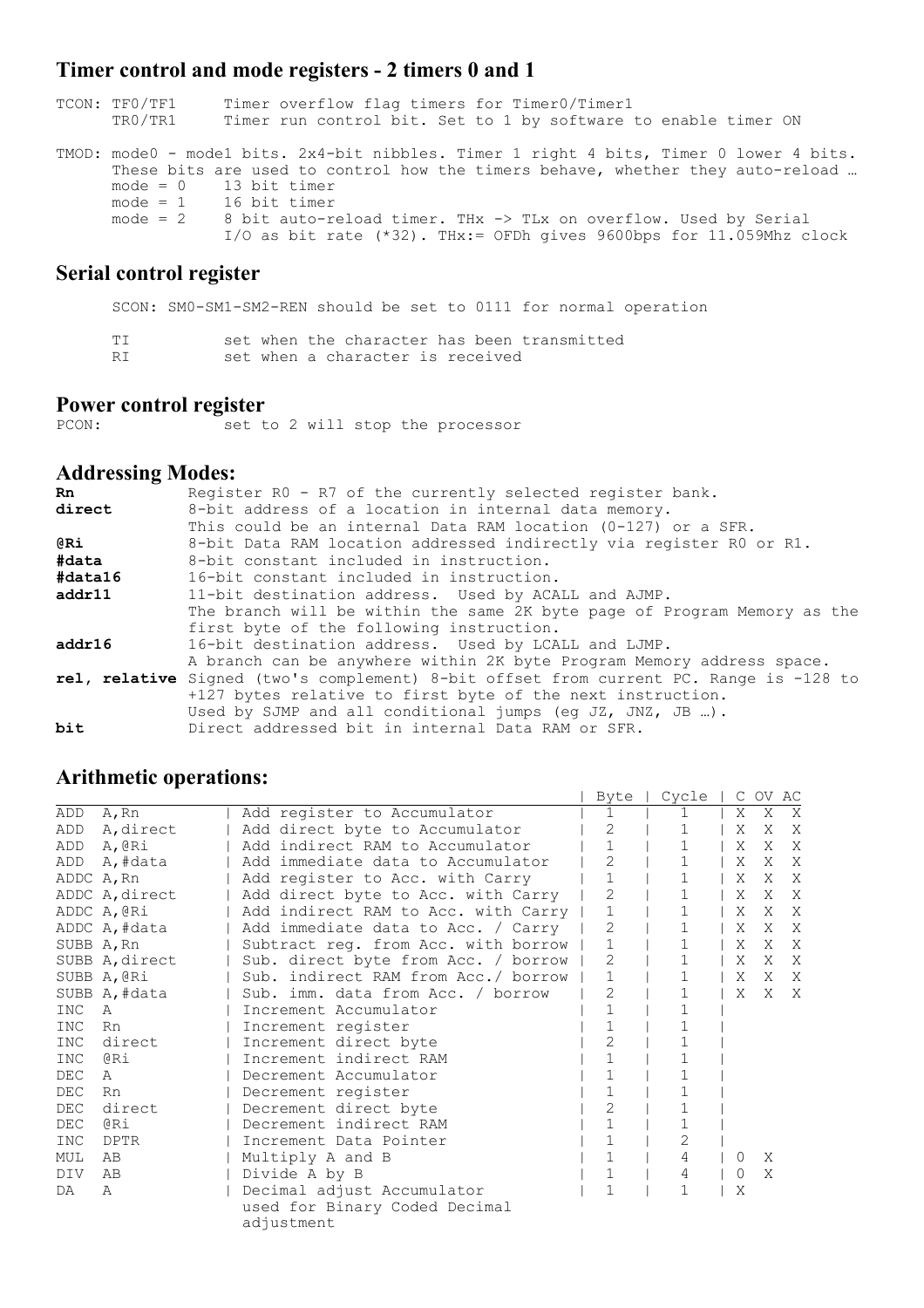## Timer control and mode registers - 2 timers 0 and 1

```
TCON: TF0/TF1      Timer overflow flag timers for Timer0/Timer1
      TR0/TR1      Timer run control bit. Set to 1 by software to enable timer ON

TMOD: mode0 - mode1 bits. 2x4-bit nibbles. Timer 1 right 4 bits, Timer 0 lower 4 bits.
      These bits are used to control how the timers behave, whether they auto-reload …
      mode = 0     13 bit timer
      mode = 1     16 bit timer
      mode = 2     8 bit auto-reload timer. THx -> TLx on overflow. Used by Serial
                   I/O as bit rate (*32). THx:= 0FDh gives 9600bps for 11.059Mhz clock
```

## Serial control register

```
      SCON: SM0-SM1-SM2-REN should be set to 0111 for normal operation

      TI           set when the character has been transmitted
      RI           set when a character is received
```

## Power control register

```
PCON:              set to 2 will stop the processor
```

## Addressing Modes:

**Rn** Register R0 - R7 of the currently selected register bank.

**direct** 8-bit address of a location in internal data memory. This could be an internal Data RAM location (0-127) or a SFR.

**@Ri** 8-bit Data RAM location addressed indirectly via register R0 or R1.

**#data** 8-bit constant included in instruction.

**#data16** 16-bit constant included in instruction.

**addr11** 11-bit destination address. Used by ACALL and AJMP. The branch will be within the same 2K byte page of Program Memory as the first byte of the following instruction.

**addr16** 16-bit destination address. Used by LCALL and LJMP. A branch can be anywhere within 2K byte Program Memory address space.

**rel, relative** Signed (two's complement) 8-bit offset from current PC. Range is -128 to +127 bytes relative to first byte of the next instruction. Used by SJMP and all conditional jumps (eg JZ, JNZ, JB …).

**bit** Direct addressed bit in internal Data RAM or SFR.

## Arithmetic operations:

| Instruction | Description | Byte | Cycle | C | OV | AC |
|---|---|---|---|---|---|---|
| ADD A,Rn | Add register to Accumulator | 1 | 1 | X | X | X |
| ADD A,direct | Add direct byte to Accumulator | 2 | 1 | X | X | X |
| ADD A,@Ri | Add indirect RAM to Accumulator | 1 | 1 | X | X | X |
| ADD A,#data | Add immediate data to Accumulator | 2 | 1 | X | X | X |
| ADDC A,Rn | Add register to Acc. with Carry | 1 | 1 | X | X | X |
| ADDC A,direct | Add direct byte to Acc. with Carry | 2 | 1 | X | X | X |
| ADDC A,@Ri | Add indirect RAM to Acc. with Carry | 1 | 1 | X | X | X |
| ADDC A,#data | Add immediate data to Acc. / Carry | 2 | 1 | X | X | X |
| SUBB A,Rn | Subtract reg. from Acc. with borrow | 1 | 1 | X | X | X |
| SUBB A,direct | Sub. direct byte from Acc. / borrow | 2 | 1 | X | X | X |
| SUBB A,@Ri | Sub. indirect RAM from Acc./ borrow | 1 | 1 | X | X | X |
| SUBB A,#data | Sub. imm. data from Acc. / borrow | 2 | 1 | X | X | X |
| INC A | Increment Accumulator | 1 | 1 | | | |
| INC Rn | Increment register | 1 | 1 | | | |
| INC direct | Increment direct byte | 2 | 1 | | | |
| INC @Ri | Increment indirect RAM | 1 | 1 | | | |
| DEC A | Decrement Accumulator | 1 | 1 | | | |
| DEC Rn | Decrement register | 1 | 1 | | | |
| DEC direct | Decrement direct byte | 2 | 1 | | | |
| DEC @Ri | Decrement indirect RAM | 1 | 1 | | | |
| INC DPTR | Increment Data Pointer | 1 | 2 | | | |
| MUL AB | Multiply A and B | 1 | 4 | 0 | X | |
| DIV AB | Divide A by B | 1 | 4 | 0 | X | |
| DA A | Decimal adjust Accumulator used for Binary Coded Decimal adjustment | 1 | 1 | X | | |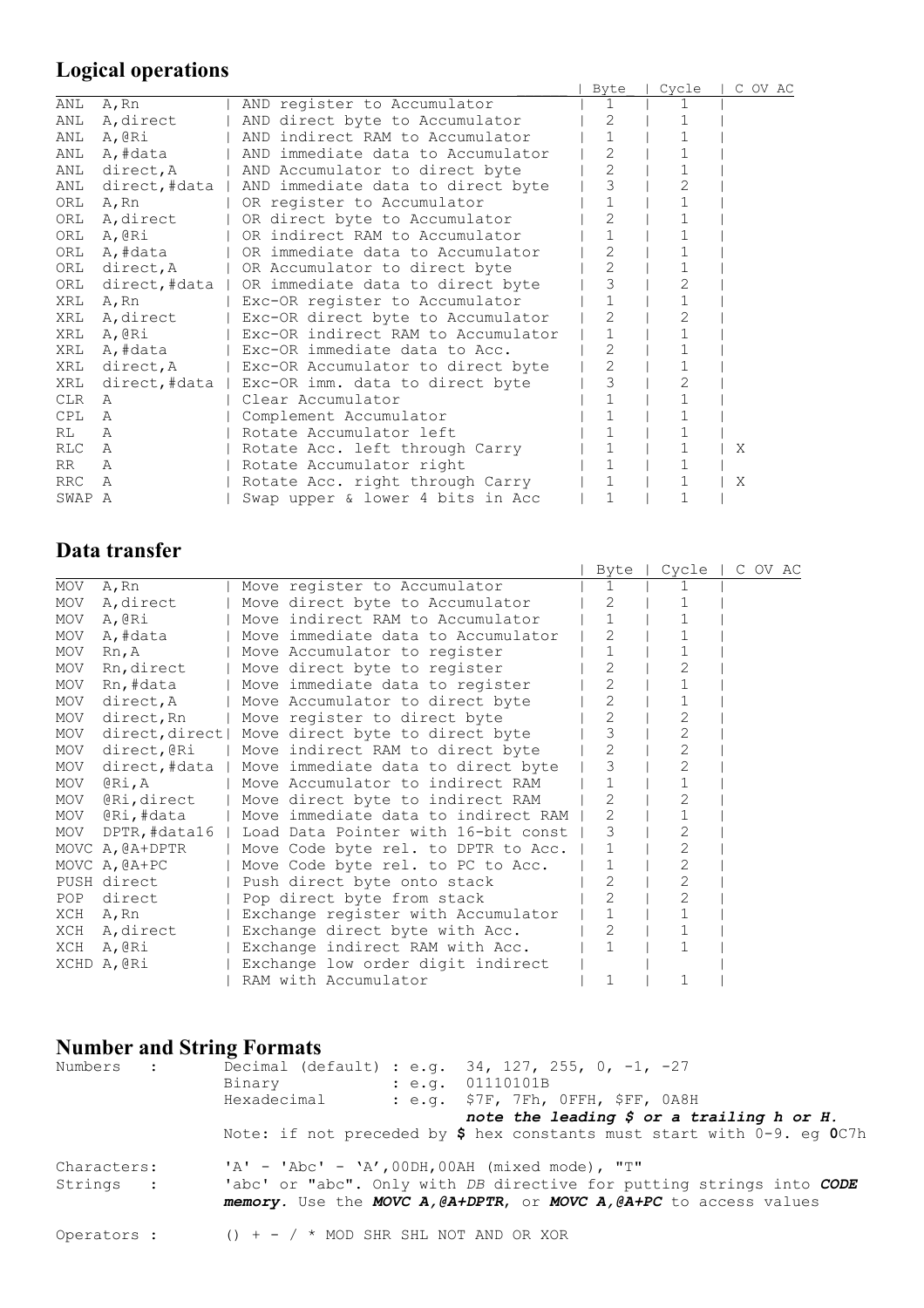## Logical operations

| Instruction | Description | Byte | Cycle | C OV AC |
|---|---|---|---|---|
| ANL A,Rn | AND register to Accumulator | 1 | 1 | |
| ANL A,direct | AND direct byte to Accumulator | 2 | 1 | |
| ANL A,@Ri | AND indirect RAM to Accumulator | 1 | 1 | |
| ANL A,#data | AND immediate data to Accumulator | 2 | 1 | |
| ANL direct,A | AND Accumulator to direct byte | 2 | 1 | |
| ANL direct,#data | AND immediate data to direct byte | 3 | 2 | |
| ORL A,Rn | OR register to Accumulator | 1 | 1 | |
| ORL A,direct | OR direct byte to Accumulator | 2 | 1 | |
| ORL A,@Ri | OR indirect RAM to Accumulator | 1 | 1 | |
| ORL A,#data | OR immediate data to Accumulator | 2 | 1 | |
| ORL direct,A | OR Accumulator to direct byte | 2 | 1 | |
| ORL direct,#data | OR immediate data to direct byte | 3 | 2 | |
| XRL A,Rn | Exc-OR register to Accumulator | 1 | 1 | |
| XRL A,direct | Exc-OR direct byte to Accumulator | 2 | 2 | |
| XRL A,@Ri | Exc-OR indirect RAM to Accumulator | 1 | 1 | |
| XRL A,#data | Exc-OR immediate data to Acc. | 2 | 1 | |
| XRL direct,A | Exc-OR Accumulator to direct byte | 2 | 1 | |
| XRL direct,#data | Exc-OR imm. data to direct byte | 3 | 2 | |
| CLR A | Clear Accumulator | 1 | 1 | |
| CPL A | Complement Accumulator | 1 | 1 | |
| RL A | Rotate Accumulator left | 1 | 1 | |
| RLC A | Rotate Acc. left through Carry | 1 | 1 | X |
| RR A | Rotate Accumulator right | 1 | 1 | |
| RRC A | Rotate Acc. right through Carry | 1 | 1 | X |
| SWAP A | Swap upper & lower 4 bits in Acc | 1 | 1 | |

## Data transfer

| Instruction | Description | Byte | Cycle | C OV AC |
|---|---|---|---|---|
| MOV A,Rn | Move register to Accumulator | 1 | 1 | |
| MOV A,direct | Move direct byte to Accumulator | 2 | 1 | |
| MOV A,@Ri | Move indirect RAM to Accumulator | 1 | 1 | |
| MOV A,#data | Move immediate data to Accumulator | 2 | 1 | |
| MOV Rn,A | Move Accumulator to register | 1 | 1 | |
| MOV Rn,direct | Move direct byte to register | 2 | 2 | |
| MOV Rn,#data | Move immediate data to register | 2 | 1 | |
| MOV direct,A | Move Accumulator to direct byte | 2 | 1 | |
| MOV direct,Rn | Move register to direct byte | 2 | 2 | |
| MOV direct,direct | Move direct byte to direct byte | 3 | 2 | |
| MOV direct,@Ri | Move indirect RAM to direct byte | 2 | 2 | |
| MOV direct,#data | Move immediate data to direct byte | 3 | 2 | |
| MOV @Ri,A | Move Accumulator to indirect RAM | 1 | 1 | |
| MOV @Ri,direct | Move direct byte to indirect RAM | 2 | 2 | |
| MOV @Ri,#data | Move immediate data to indirect RAM | 2 | 1 | |
| MOV DPTR,#data16 | Load Data Pointer with 16-bit const | 3 | 2 | |
| MOVC A,@A+DPTR | Move Code byte rel. to DPTR to Acc. | 1 | 2 | |
| MOVC A,@A+PC | Move Code byte rel. to PC to Acc. | 1 | 2 | |
| PUSH direct | Push direct byte onto stack | 2 | 2 | |
| POP direct | Pop direct byte from stack | 2 | 2 | |
| XCH A,Rn | Exchange register with Accumulator | 1 | 1 | |
| XCH A,direct | Exchange direct byte with Acc. | 2 | 1 | |
| XCH A,@Ri | Exchange indirect RAM with Acc. | 1 | 1 | |
| XCHD A,@Ri | Exchange low order digit indirect RAM with Accumulator | 1 | 1 | |

## Number and String Formats

```
Numbers    :    Decimal (default) : e.g.  34, 127, 255, 0, -1, -27
                Binary            : e.g.  01110101B
                Hexadecimal       : e.g.  $7F, 7Fh, 0FFH, $FF, 0A8H
                                    note the leading $ or a trailing h or H.
                Note: if not preceded by $ hex constants must start with 0-9. eg 0C7h

Characters:     'A' - 'Abc' - 'A',00DH,00AH (mixed mode), "T"
Strings    :    'abc' or "abc". Only with DB directive for putting strings into CODE
                memory. Use the MOVC A,@A+DPTR, or MOVC A,@A+PC to access values

Operators :     () + - / * MOD SHR SHL NOT AND OR XOR
```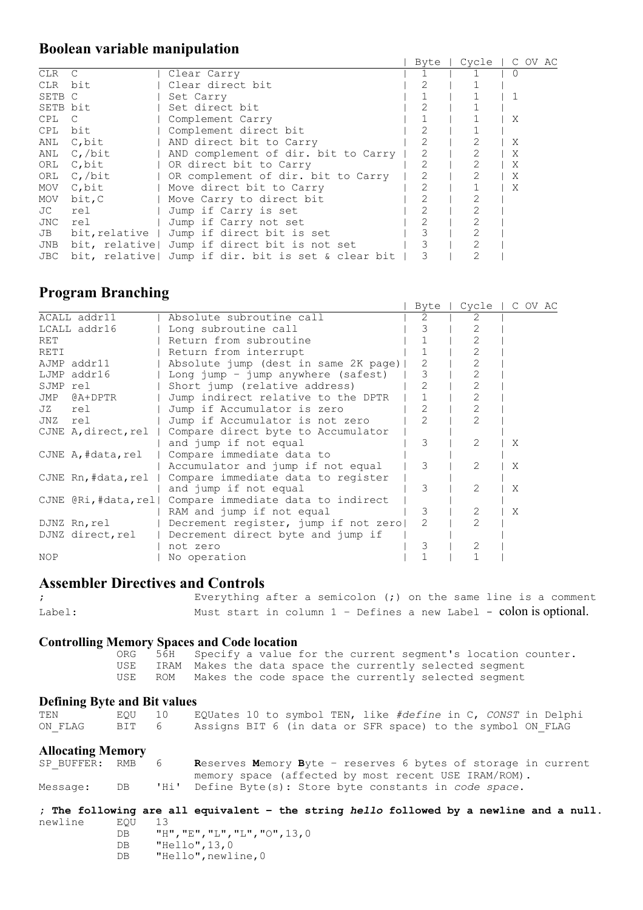## Boolean variable manipulation

| Instruction | Description | Byte | Cycle | C OV AC |
|---|---|---|---|---|
| CLR C | Clear Carry | 1 | 1 | 0 |
| CLR bit | Clear direct bit | 2 | 1 | |
| SETB C | Set Carry | 1 | 1 | 1 |
| SETB bit | Set direct bit | 2 | 1 | |
| CPL C | Complement Carry | 1 | 1 | X |
| CPL bit | Complement direct bit | 2 | 1 | |
| ANL C,bit | AND direct bit to Carry | 2 | 2 | X |
| ANL C,/bit | AND complement of dir. bit to Carry | 2 | 2 | X |
| ORL C,bit | OR direct bit to Carry | 2 | 2 | X |
| ORL C,/bit | OR complement of dir. bit to Carry | 2 | 2 | X |
| MOV C,bit | Move direct bit to Carry | 2 | 1 | X |
| MOV bit,C | Move Carry to direct bit | 2 | 2 | |
| JC rel | Jump if Carry is set | 2 | 2 | |
| JNC rel | Jump if Carry not set | 2 | 2 | |
| JB bit,relative | Jump if direct bit is set | 3 | 2 | |
| JNB bit, relative | Jump if direct bit is not set | 3 | 2 | |
| JBC bit, relative | Jump if dir. bit is set & clear bit | 3 | 2 | |

## Program Branching

| Instruction | Description | Byte | Cycle | C OV AC |
|---|---|---|---|---|
| ACALL addr11 | Absolute subroutine call | 2 | 2 | |
| LCALL addr16 | Long subroutine call | 3 | 2 | |
| RET | Return from subroutine | 1 | 2 | |
| RETI | Return from interrupt | 1 | 2 | |
| AJMP addr11 | Absolute jump (dest in same 2K page) | 2 | 2 | |
| LJMP addr16 | Long jump - jump anywhere (safest) | 3 | 2 | |
| SJMP rel | Short jump (relative address) | 2 | 2 | |
| JMP @A+DPTR | Jump indirect relative to the DPTR | 1 | 2 | |
| JZ rel | Jump if Accumulator is zero | 2 | 2 | |
| JNZ rel | Jump if Accumulator is not zero | 2 | 2 | |
| CJNE A,direct,rel | Compare direct byte to Accumulator and jump if not equal | 3 | 2 | X |
| CJNE A,#data,rel | Compare immediate data to Accumulator and jump if not equal | 3 | 2 | X |
| CJNE Rn,#data,rel | Compare immediate data to register and jump if not equal | 3 | 2 | X |
| CJNE @Ri,#data,rel | Compare immediate data to indirect RAM and jump if not equal | 3 | 2 | X |
| DJNZ Rn,rel | Decrement register, jump if not zero | 2 | 2 | |
| DJNZ direct,rel | Decrement direct byte and jump if not zero | 3 | 2 | |
| NOP | No operation | 1 | 1 | |

## Assembler Directives and Controls

```
;                Everything after a semicolon (;) on the same line is a comment
Label:           Must start in column 1 - Defines a new Label - colon is optional.
```

### Controlling Memory Spaces and Code location

```
        ORG   56H   Specify a value for the current segment's location counter.
        USE   IRAM  Makes the data space the currently selected segment
        USE   ROM   Makes the code space the currently selected segment
```

### Defining Byte and Bit values

```
TEN       EQU  10   EQUates 10 to symbol TEN, like #define in C, CONST in Delphi
ON_FLAG   BIT  6    Assigns BIT 6 (in data or SFR space) to the symbol ON_FLAG
```

### Allocating Memory

```
SP_BUFFER:  RMB   6     Reserves Memory Byte - reserves 6 bytes of storage in current
                        memory space (affected by most recent USE IRAM/ROM).
Message:    DB    'Hi'  Define Byte(s): Store byte constants in code space.
```

**; The following are all equivalent - the string *hello* followed by a newline and a null.**

```
newline     EQU   13
            DB    "H","E","L","L","O",13,0
            DB    "Hello",13,0
            DB    "Hello",newline,0
```